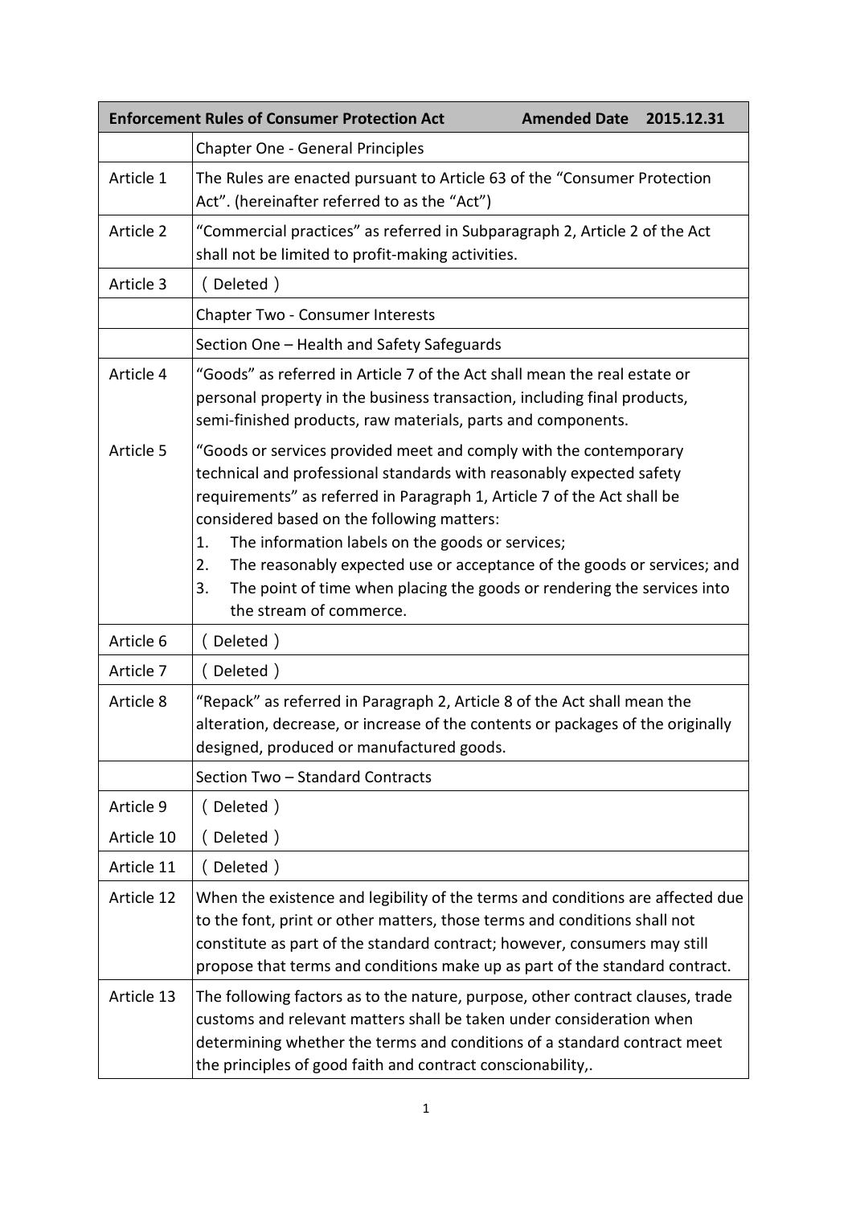| Enforcement Rules of Consumer Protection Act | Amended Date 2015.12.31 |
|---|---|
| | Chapter One - General Principles |
| Article 1 | The Rules are enacted pursuant to Article 63 of the “Consumer Protection Act”. (hereinafter referred to as the “Act”) |
| Article 2 | “Commercial practices” as referred in Subparagraph 2, Article 2 of the Act shall not be limited to profit-making activities. |
| Article 3 | （Deleted） |
| | Chapter Two - Consumer Interests |
| | Section One – Health and Safety Safeguards |
| Article 4 | “Goods” as referred in Article 7 of the Act shall mean the real estate or personal property in the business transaction, including final products, semi-finished products, raw materials, parts and components. |
| Article 5 | “Goods or services provided meet and comply with the contemporary technical and professional standards with reasonably expected safety requirements” as referred in Paragraph 1, Article 7 of the Act shall be considered based on the following matters:<br>1. The information labels on the goods or services;<br>2. The reasonably expected use or acceptance of the goods or services; and<br>3. The point of time when placing the goods or rendering the services into the stream of commerce. |
| Article 6 | （Deleted） |
| Article 7 | （Deleted） |
| Article 8 | “Repack” as referred in Paragraph 2, Article 8 of the Act shall mean the alteration, decrease, or increase of the contents or packages of the originally designed, produced or manufactured goods. |
| | Section Two – Standard Contracts |
| Article 9 | （Deleted） |
| Article 10 | （Deleted） |
| Article 11 | （Deleted） |
| Article 12 | When the existence and legibility of the terms and conditions are affected due to the font, print or other matters, those terms and conditions shall not constitute as part of the standard contract; however, consumers may still propose that terms and conditions make up as part of the standard contract. |
| Article 13 | The following factors as to the nature, purpose, other contract clauses, trade customs and relevant matters shall be taken under consideration when determining whether the terms and conditions of a standard contract meet the principles of good faith and contract conscionability,. |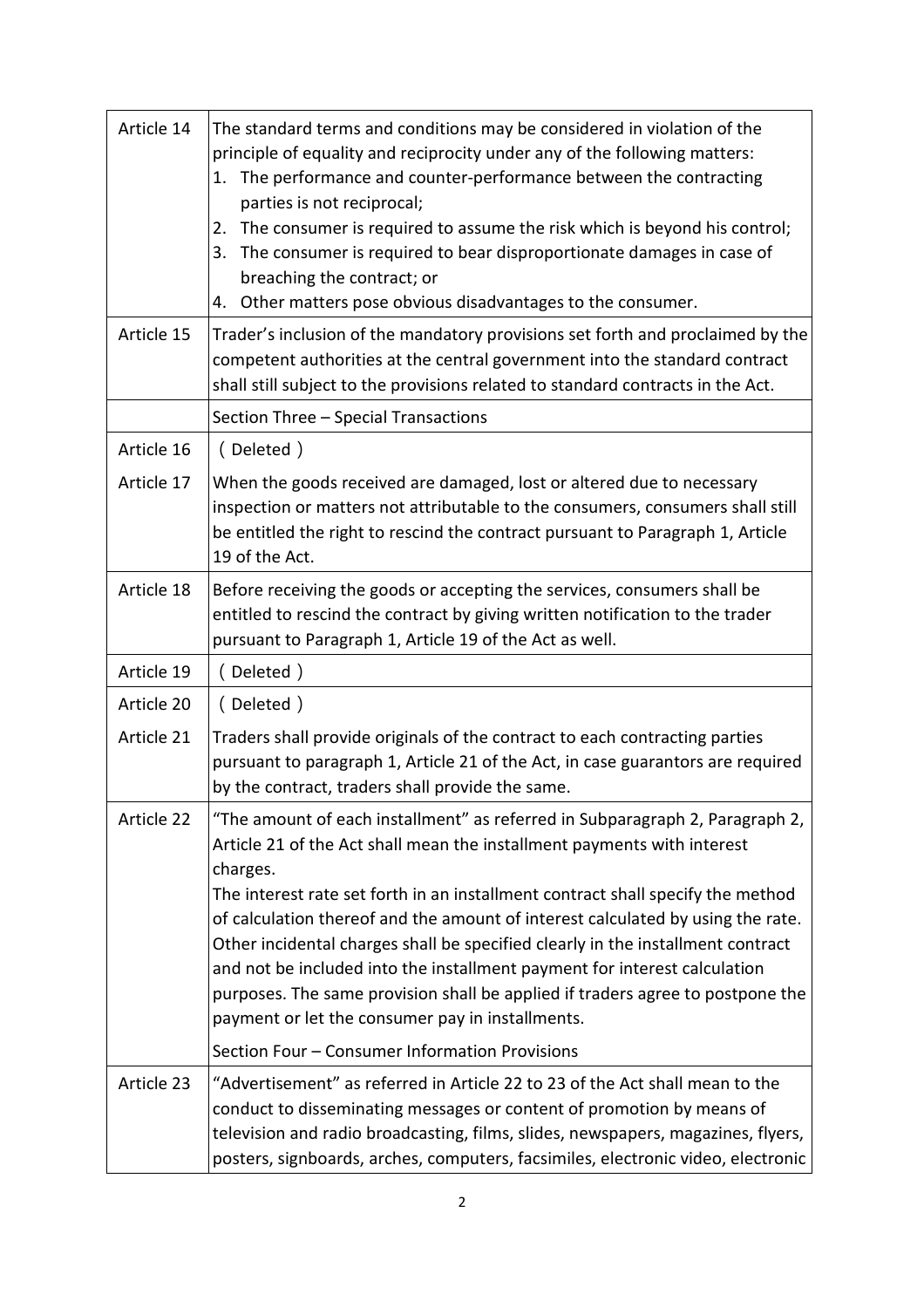| | |
|---|---|
| Article 14 | The standard terms and conditions may be considered in violation of the principle of equality and reciprocity under any of the following matters:<br>1. The performance and counter-performance between the contracting parties is not reciprocal;<br>2. The consumer is required to assume the risk which is beyond his control;<br>3. The consumer is required to bear disproportionate damages in case of breaching the contract; or<br>4. Other matters pose obvious disadvantages to the consumer. |
| Article 15 | Trader's inclusion of the mandatory provisions set forth and proclaimed by the competent authorities at the central government into the standard contract shall still subject to the provisions related to standard contracts in the Act. |
| | Section Three – Special Transactions |
| Article 16 | (Deleted) |
| Article 17 | When the goods received are damaged, lost or altered due to necessary inspection or matters not attributable to the consumers, consumers shall still be entitled the right to rescind the contract pursuant to Paragraph 1, Article 19 of the Act. |
| Article 18 | Before receiving the goods or accepting the services, consumers shall be entitled to rescind the contract by giving written notification to the trader pursuant to Paragraph 1, Article 19 of the Act as well. |
| Article 19 | (Deleted) |
| Article 20 | (Deleted) |
| Article 21 | Traders shall provide originals of the contract to each contracting parties pursuant to paragraph 1, Article 21 of the Act, in case guarantors are required by the contract, traders shall provide the same. |
| Article 22 | "The amount of each installment" as referred in Subparagraph 2, Paragraph 2, Article 21 of the Act shall mean the installment payments with interest charges.<br>The interest rate set forth in an installment contract shall specify the method of calculation thereof and the amount of interest calculated by using the rate. Other incidental charges shall be specified clearly in the installment contract and not be included into the installment payment for interest calculation purposes. The same provision shall be applied if traders agree to postpone the payment or let the consumer pay in installments. |
| | Section Four – Consumer Information Provisions |
| Article 23 | "Advertisement" as referred in Article 22 to 23 of the Act shall mean to the conduct to disseminating messages or content of promotion by means of television and radio broadcasting, films, slides, newspapers, magazines, flyers, posters, signboards, arches, computers, facsimiles, electronic video, electronic |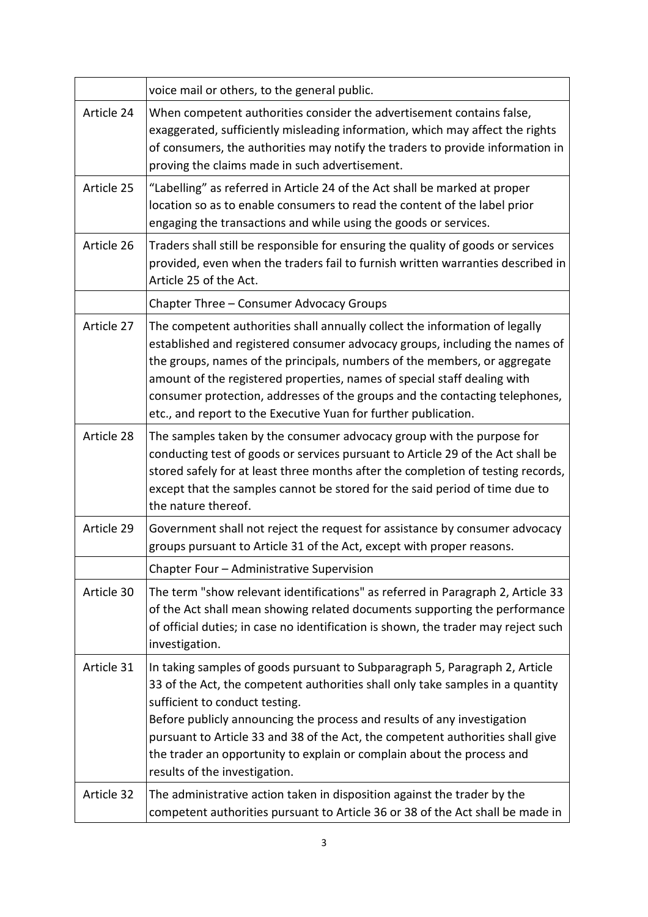| | |
|---|---|
| | voice mail or others, to the general public. |
| Article 24 | When competent authorities consider the advertisement contains false, exaggerated, sufficiently misleading information, which may affect the rights of consumers, the authorities may notify the traders to provide information in proving the claims made in such advertisement. |
| Article 25 | "Labelling" as referred in Article 24 of the Act shall be marked at proper location so as to enable consumers to read the content of the label prior engaging the transactions and while using the goods or services. |
| Article 26 | Traders shall still be responsible for ensuring the quality of goods or services provided, even when the traders fail to furnish written warranties described in Article 25 of the Act. |
| | Chapter Three – Consumer Advocacy Groups |
| Article 27 | The competent authorities shall annually collect the information of legally established and registered consumer advocacy groups, including the names of the groups, names of the principals, numbers of the members, or aggregate amount of the registered properties, names of special staff dealing with consumer protection, addresses of the groups and the contacting telephones, etc., and report to the Executive Yuan for further publication. |
| Article 28 | The samples taken by the consumer advocacy group with the purpose for conducting test of goods or services pursuant to Article 29 of the Act shall be stored safely for at least three months after the completion of testing records, except that the samples cannot be stored for the said period of time due to the nature thereof. |
| Article 29 | Government shall not reject the request for assistance by consumer advocacy groups pursuant to Article 31 of the Act, except with proper reasons. |
| | Chapter Four – Administrative Supervision |
| Article 30 | The term "show relevant identifications" as referred in Paragraph 2, Article 33 of the Act shall mean showing related documents supporting the performance of official duties; in case no identification is shown, the trader may reject such investigation. |
| Article 31 | In taking samples of goods pursuant to Subparagraph 5, Paragraph 2, Article 33 of the Act, the competent authorities shall only take samples in a quantity sufficient to conduct testing.<br>Before publicly announcing the process and results of any investigation pursuant to Article 33 and 38 of the Act, the competent authorities shall give the trader an opportunity to explain or complain about the process and results of the investigation. |
| Article 32 | The administrative action taken in disposition against the trader by the competent authorities pursuant to Article 36 or 38 of the Act shall be made in |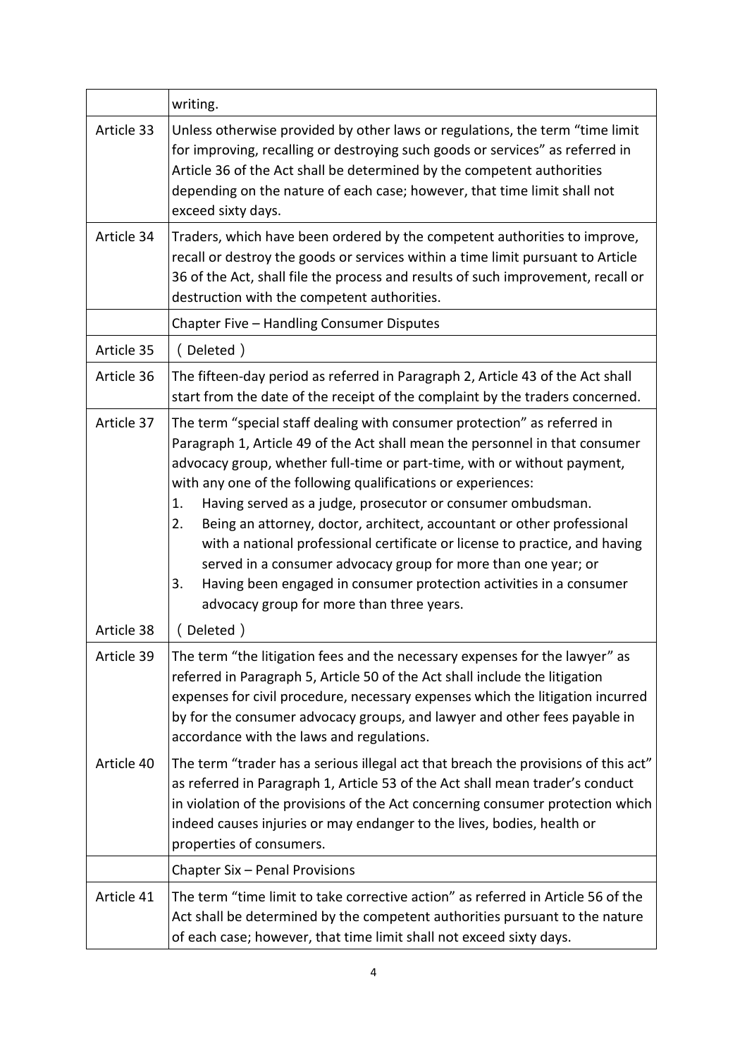| | |
|---|---|
| | writing. |
| Article 33 | Unless otherwise provided by other laws or regulations, the term "time limit for improving, recalling or destroying such goods or services" as referred in Article 36 of the Act shall be determined by the competent authorities depending on the nature of each case; however, that time limit shall not exceed sixty days. |
| Article 34 | Traders, which have been ordered by the competent authorities to improve, recall or destroy the goods or services within a time limit pursuant to Article 36 of the Act, shall file the process and results of such improvement, recall or destruction with the competent authorities. |
| | Chapter Five – Handling Consumer Disputes |
| Article 35 | （Deleted） |
| Article 36 | The fifteen-day period as referred in Paragraph 2, Article 43 of the Act shall start from the date of the receipt of the complaint by the traders concerned. |
| Article 37 | The term "special staff dealing with consumer protection" as referred in Paragraph 1, Article 49 of the Act shall mean the personnel in that consumer advocacy group, whether full-time or part-time, with or without payment, with any one of the following qualifications or experiences:<br>1. Having served as a judge, prosecutor or consumer ombudsman.<br>2. Being an attorney, doctor, architect, accountant or other professional with a national professional certificate or license to practice, and having served in a consumer advocacy group for more than one year; or<br>3. Having been engaged in consumer protection activities in a consumer advocacy group for more than three years. |
| Article 38 | （Deleted） |
| Article 39 | The term "the litigation fees and the necessary expenses for the lawyer" as referred in Paragraph 5, Article 50 of the Act shall include the litigation expenses for civil procedure, necessary expenses which the litigation incurred by for the consumer advocacy groups, and lawyer and other fees payable in accordance with the laws and regulations. |
| Article 40 | The term "trader has a serious illegal act that breach the provisions of this act" as referred in Paragraph 1, Article 53 of the Act shall mean trader's conduct in violation of the provisions of the Act concerning consumer protection which indeed causes injuries or may endanger to the lives, bodies, health or properties of consumers. |
| | Chapter Six – Penal Provisions |
| Article 41 | The term "time limit to take corrective action" as referred in Article 56 of the Act shall be determined by the competent authorities pursuant to the nature of each case; however, that time limit shall not exceed sixty days. |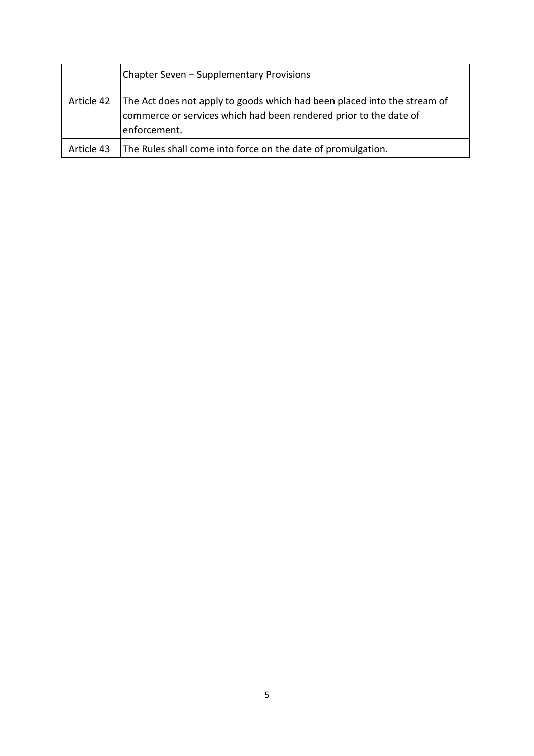| | |
|---|---|
| | Chapter Seven – Supplementary Provisions |
| Article 42 | The Act does not apply to goods which had been placed into the stream of commerce or services which had been rendered prior to the date of enforcement. |
| Article 43 | The Rules shall come into force on the date of promulgation. |